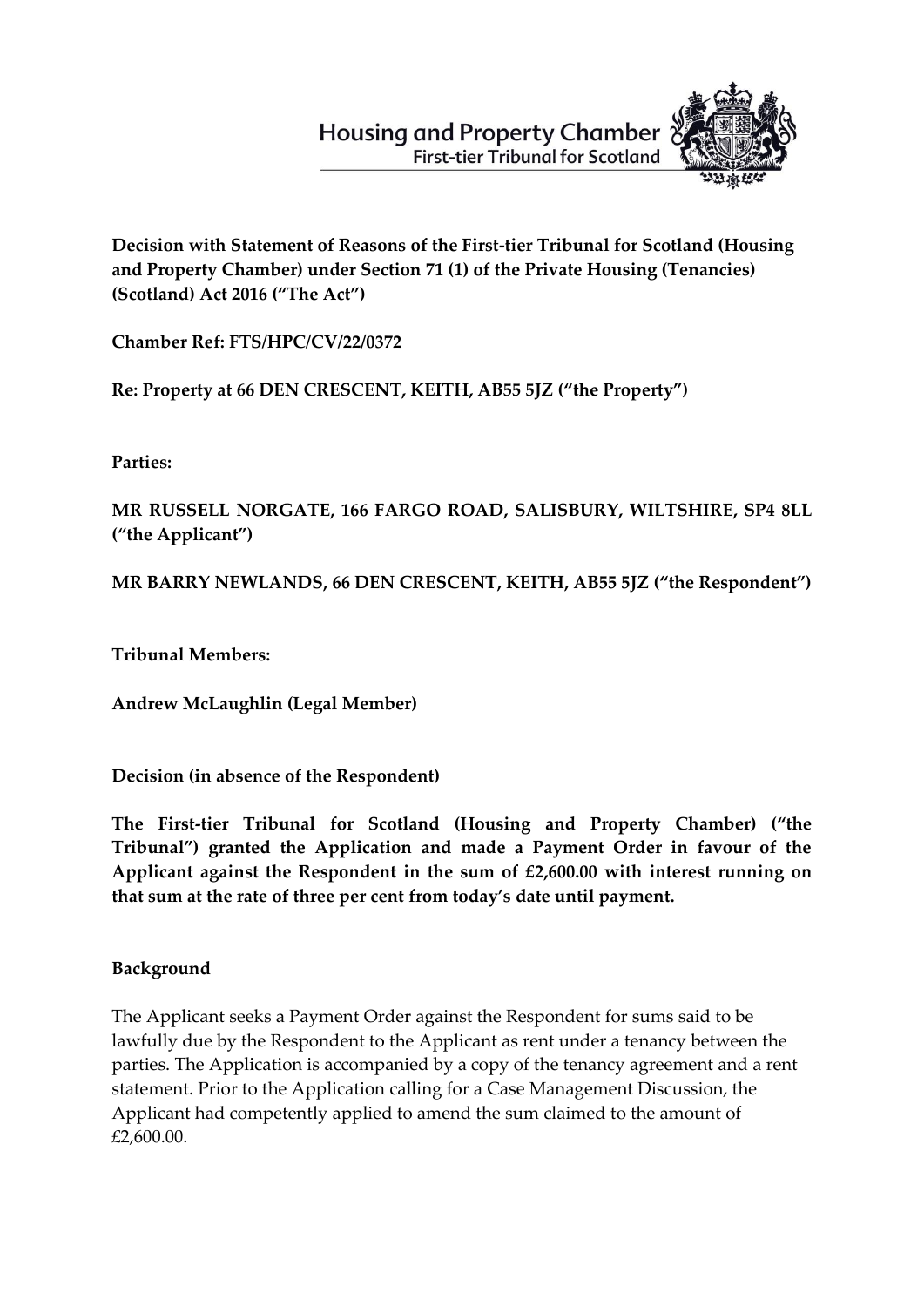Housing and Property Chamber
First-tier Tribunal for Scotland

**Decision with Statement of Reasons of the First-tier Tribunal for Scotland (Housing and Property Chamber) under Section 71 (1) of the Private Housing (Tenancies) (Scotland) Act 2016 ("The Act")**

**Chamber Ref: FTS/HPC/CV/22/0372**

**Re: Property at 66 DEN CRESCENT, KEITH, AB55 5JZ ("the Property")**

**Parties:**

**MR RUSSELL NORGATE, 166 FARGO ROAD, SALISBURY, WILTSHIRE, SP4 8LL ("the Applicant")**

**MR BARRY NEWLANDS, 66 DEN CRESCENT, KEITH, AB55 5JZ ("the Respondent")**

**Tribunal Members:**

**Andrew McLaughlin (Legal Member)**

**Decision (in absence of the Respondent)**

**The First-tier Tribunal for Scotland (Housing and Property Chamber) ("the Tribunal") granted the Application and made a Payment Order in favour of the Applicant against the Respondent in the sum of £2,600.00 with interest running on that sum at the rate of three per cent from today's date until payment.**

**Background**

The Applicant seeks a Payment Order against the Respondent for sums said to be lawfully due by the Respondent to the Applicant as rent under a tenancy between the parties. The Application is accompanied by a copy of the tenancy agreement and a rent statement. Prior to the Application calling for a Case Management Discussion, the Applicant had competently applied to amend the sum claimed to the amount of £2,600.00.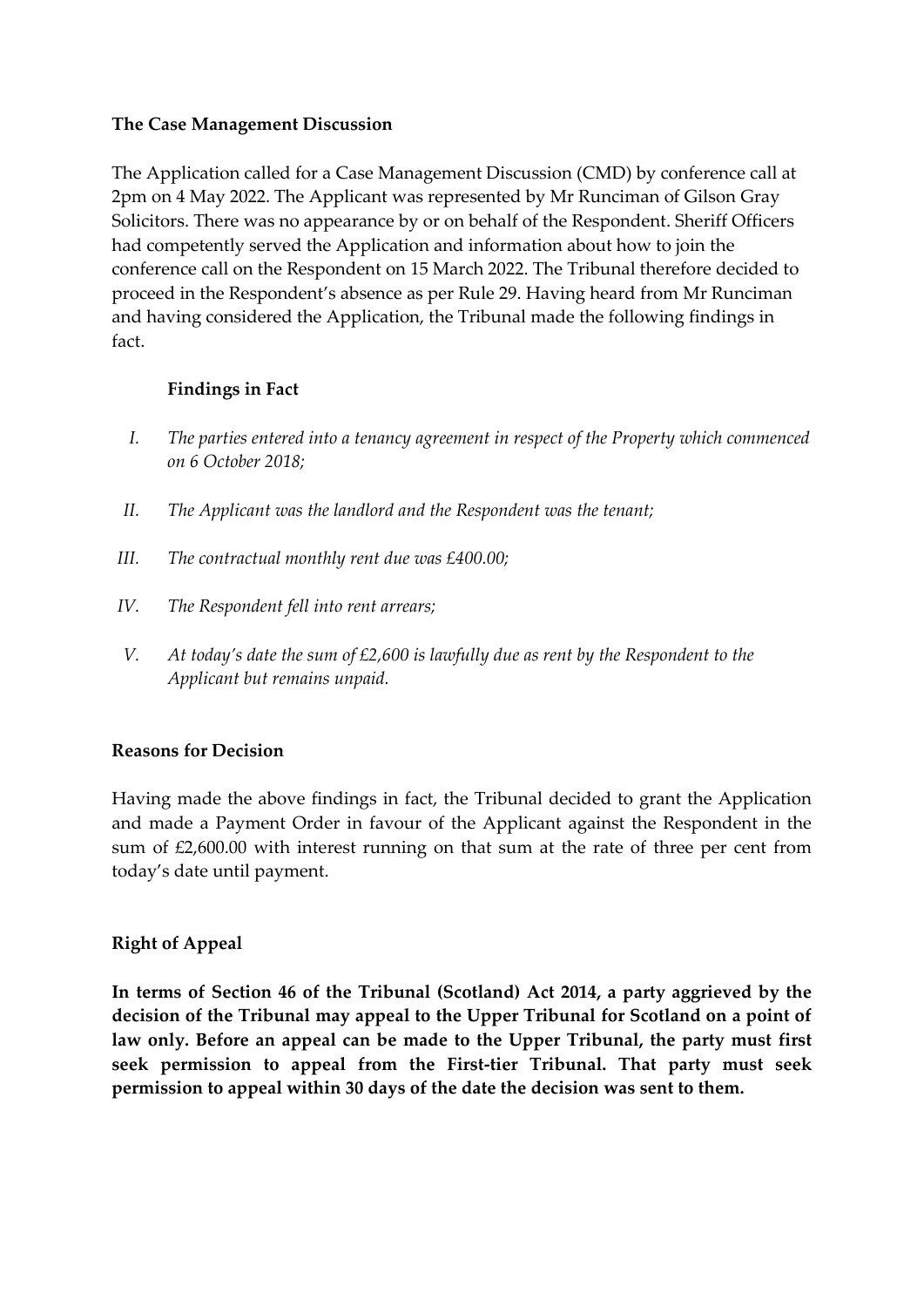**The Case Management Discussion**

The Application called for a Case Management Discussion (CMD) by conference call at 2pm on 4 May 2022. The Applicant was represented by Mr Runciman of Gilson Gray Solicitors. There was no appearance by or on behalf of the Respondent. Sheriff Officers had competently served the Application and information about how to join the conference call on the Respondent on 15 March 2022. The Tribunal therefore decided to proceed in the Respondent's absence as per Rule 29. Having heard from Mr Runciman and having considered the Application, the Tribunal made the following findings in fact.

**Findings in Fact**

I. *The parties entered into a tenancy agreement in respect of the Property which commenced on 6 October 2018;*

II. *The Applicant was the landlord and the Respondent was the tenant;*

III. *The contractual monthly rent due was £400.00;*

IV. *The Respondent fell into rent arrears;*

V. *At today's date the sum of £2,600 is lawfully due as rent by the Respondent to the Applicant but remains unpaid.*

**Reasons for Decision**

Having made the above findings in fact, the Tribunal decided to grant the Application and made a Payment Order in favour of the Applicant against the Respondent in the sum of £2,600.00 with interest running on that sum at the rate of three per cent from today's date until payment.

**Right of Appeal**

**In terms of Section 46 of the Tribunal (Scotland) Act 2014, a party aggrieved by the decision of the Tribunal may appeal to the Upper Tribunal for Scotland on a point of law only. Before an appeal can be made to the Upper Tribunal, the party must first seek permission to appeal from the First-tier Tribunal. That party must seek permission to appeal within 30 days of the date the decision was sent to them.**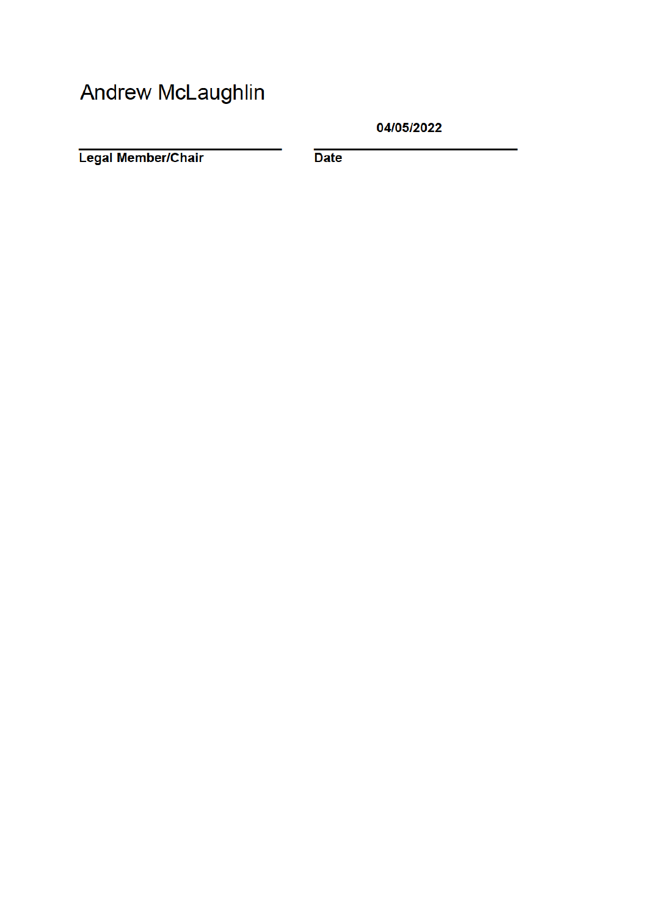Andrew McLaughlin

| | |
|---|---|
| | 04/05/2022 |
| **Legal Member/Chair** | **Date** |